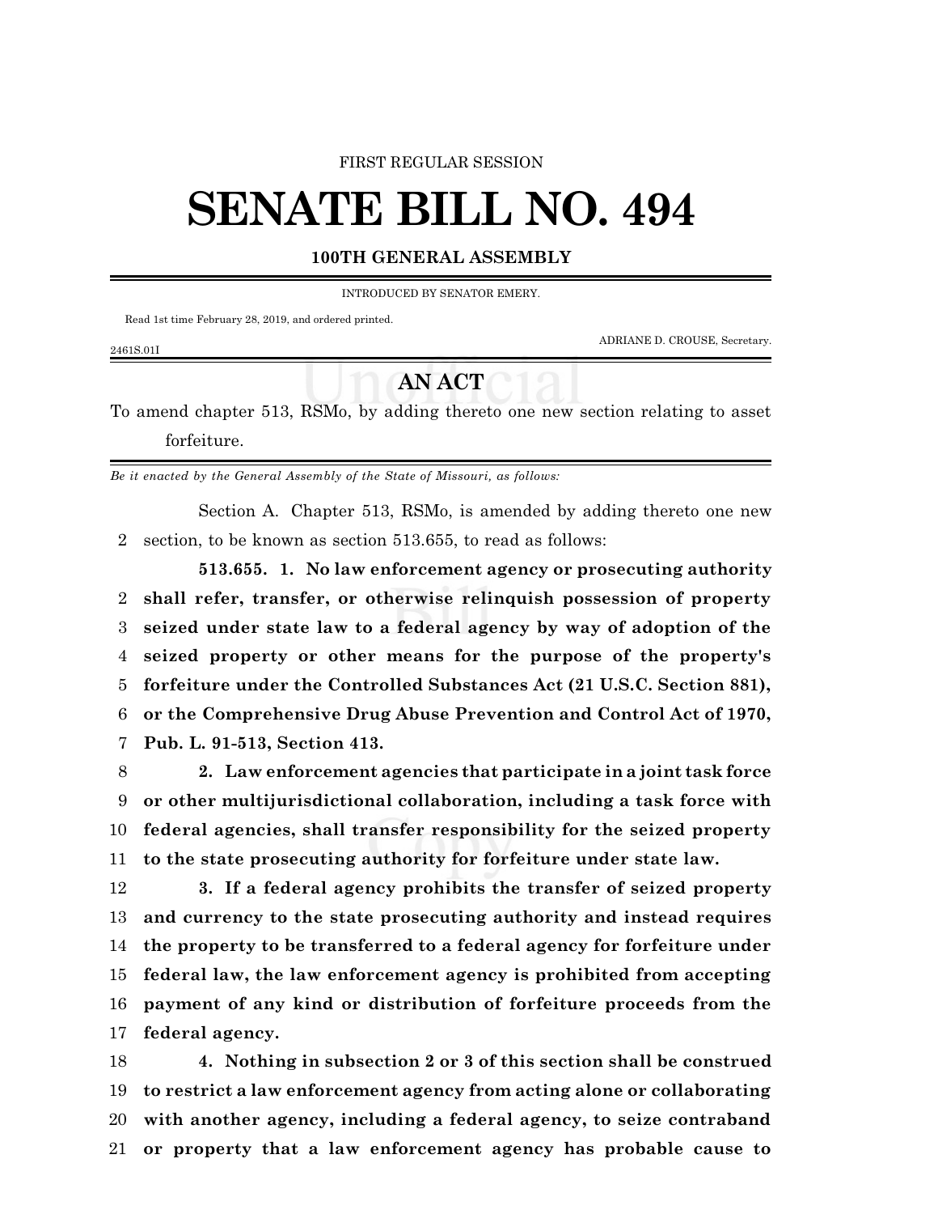FIRST REGULAR SESSION

# SENATE BILL NO. 494

### 100TH GENERAL ASSEMBLY

INTRODUCED BY SENATOR EMERY.

Read 1st time February 28, 2019, and ordered printed.

ADRIANE D. CROUSE, Secretary.

2461S.01I

## AN ACT

To amend chapter 513, RSMo, by adding thereto one new section relating to asset forfeiture.

*Be it enacted by the General Assembly of the State of Missouri, as follows:*

Section A. Chapter 513, RSMo, is amended by adding thereto one new section, to be known as section 513.655, to read as follows:

**513.655. 1. No law enforcement agency or prosecuting authority shall refer, transfer, or otherwise relinquish possession of property seized under state law to a federal agency by way of adoption of the seized property or other means for the purpose of the property's forfeiture under the Controlled Substances Act (21 U.S.C. Section 881), or the Comprehensive Drug Abuse Prevention and Control Act of 1970, Pub. L. 91-513, Section 413.**

**2. Law enforcement agencies that participate in a joint task force or other multijurisdictional collaboration, including a task force with federal agencies, shall transfer responsibility for the seized property to the state prosecuting authority for forfeiture under state law.**

**3. If a federal agency prohibits the transfer of seized property and currency to the state prosecuting authority and instead requires the property to be transferred to a federal agency for forfeiture under federal law, the law enforcement agency is prohibited from accepting payment of any kind or distribution of forfeiture proceeds from the federal agency.**

**4. Nothing in subsection 2 or 3 of this section shall be construed to restrict a law enforcement agency from acting alone or collaborating with another agency, including a federal agency, to seize contraband or property that a law enforcement agency has probable cause to**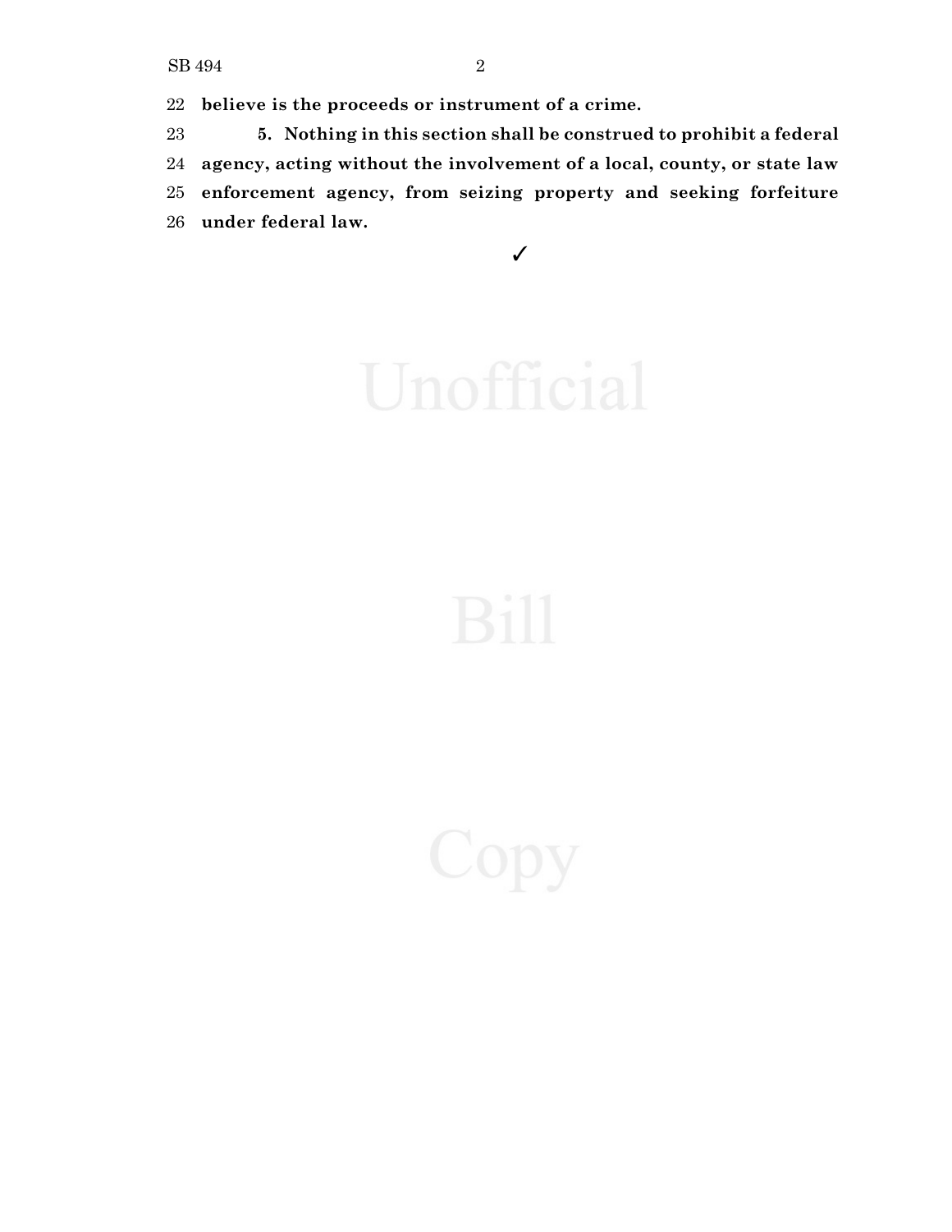**believe is the proceeds or instrument of a crime.**

**5. Nothing in this section shall be construed to prohibit a federal agency, acting without the involvement of a local, county, or state law enforcement agency, from seizing property and seeking forfeiture under federal law.**

✓